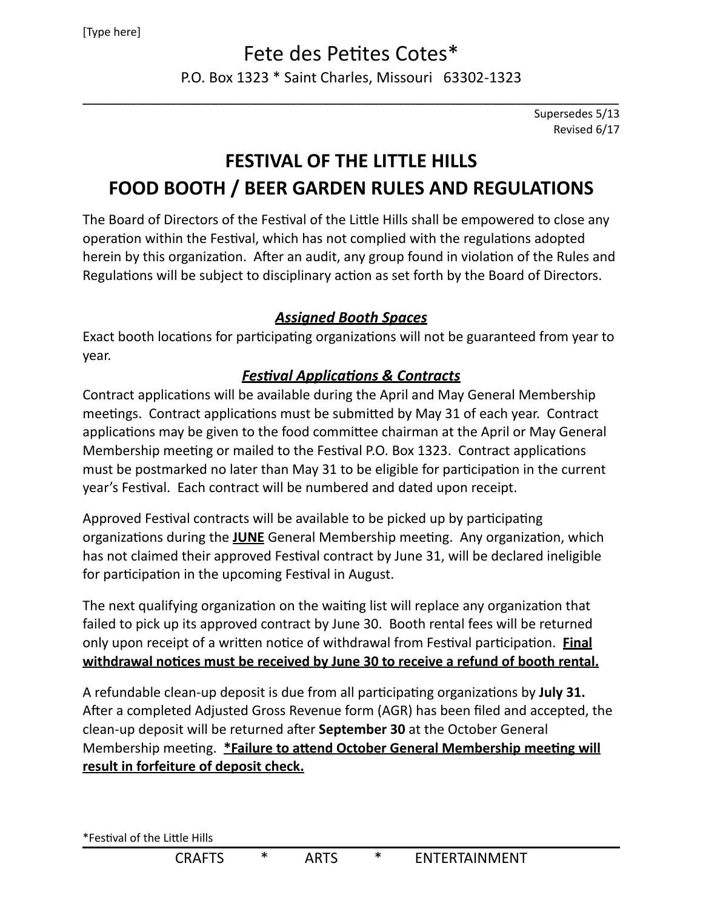[Type here]

Fete des Petites Cotes*

P.O. Box 1323 * Saint Charles, Missouri 63302-1323

---

Supersedes 5/13
Revised 6/17

# FESTIVAL OF THE LITTLE HILLS
# FOOD BOOTH / BEER GARDEN RULES AND REGULATIONS

The Board of Directors of the Festival of the Little Hills shall be empowered to close any operation within the Festival, which has not complied with the regulations adopted herein by this organization. After an audit, any group found in violation of the Rules and Regulations will be subject to disciplinary action as set forth by the Board of Directors.

## ***<u>Assigned Booth Spaces</u>***

Exact booth locations for participating organizations will not be guaranteed from year to year.

## ***<u>Festival Applications & Contracts</u>***

Contract applications will be available during the April and May General Membership meetings. Contract applications must be submitted by May 31 of each year. Contract applications may be given to the food committee chairman at the April or May General Membership meeting or mailed to the Festival P.O. Box 1323. Contract applications must be postmarked no later than May 31 to be eligible for participation in the current year's Festival. Each contract will be numbered and dated upon receipt.

Approved Festival contracts will be available to be picked up by participating organizations during the **<u>JUNE</u>** General Membership meeting. Any organization, which has not claimed their approved Festival contract by June 31, will be declared ineligible for participation in the upcoming Festival in August.

The next qualifying organization on the waiting list will replace any organization that failed to pick up its approved contract by June 30. Booth rental fees will be returned only upon receipt of a written notice of withdrawal from Festival participation. **<u>Final withdrawal notices must be received by June 30 to receive a refund of booth rental.</u>**

A refundable clean-up deposit is due from all participating organizations by **July 31.** After a completed Adjusted Gross Revenue form (AGR) has been filed and accepted, the clean-up deposit will be returned after **September 30** at the October General Membership meeting. **<u>*Failure to attend October General Membership meeting will result in forfeiture of deposit check.</u>**

*Festival of the Little Hills

CRAFTS * ARTS * ENTERTAINMENT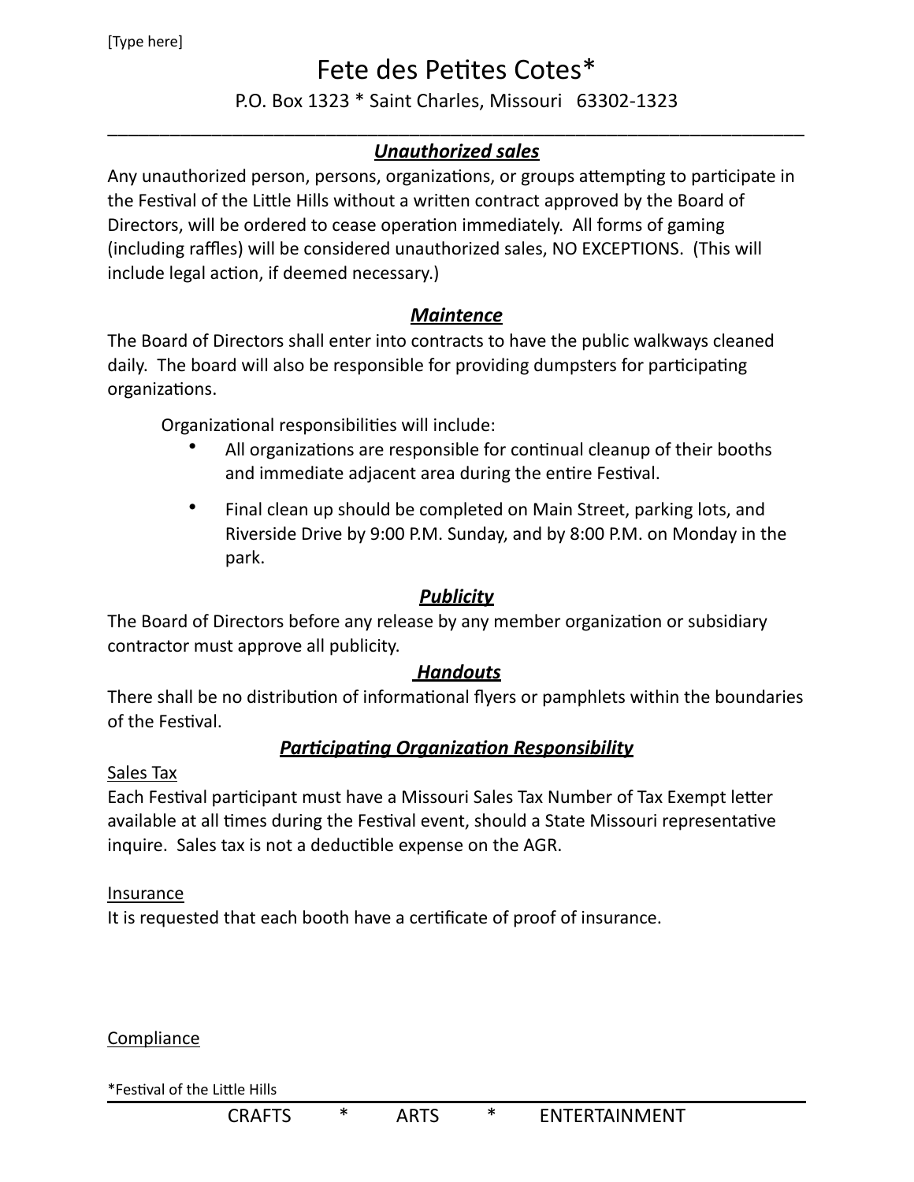## ***Unauthorized sales***

Any unauthorized person, persons, organizations, or groups attempting to participate in the Festival of the Little Hills without a written contract approved by the Board of Directors, will be ordered to cease operation immediately. All forms of gaming (including raffles) will be considered unauthorized sales, NO EXCEPTIONS. (This will include legal action, if deemed necessary.)

## ***Maintence***

The Board of Directors shall enter into contracts to have the public walkways cleaned daily. The board will also be responsible for providing dumpsters for participating organizations.

Organizational responsibilities will include:

- All organizations are responsible for continual cleanup of their booths and immediate adjacent area during the entire Festival.
- Final clean up should be completed on Main Street, parking lots, and Riverside Drive by 9:00 P.M. Sunday, and by 8:00 P.M. on Monday in the park.

## ***Publicity***

The Board of Directors before any release by any member organization or subsidiary contractor must approve all publicity.

## ***Handouts***

There shall be no distribution of informational flyers or pamphlets within the boundaries of the Festival.

## ***Participating Organization Responsibility***

Sales Tax

Each Festival participant must have a Missouri Sales Tax Number of Tax Exempt letter available at all times during the Festival event, should a State Missouri representative inquire. Sales tax is not a deductible expense on the AGR.

Insurance

It is requested that each booth have a certificate of proof of insurance.

Compliance

*Festival of the Little Hills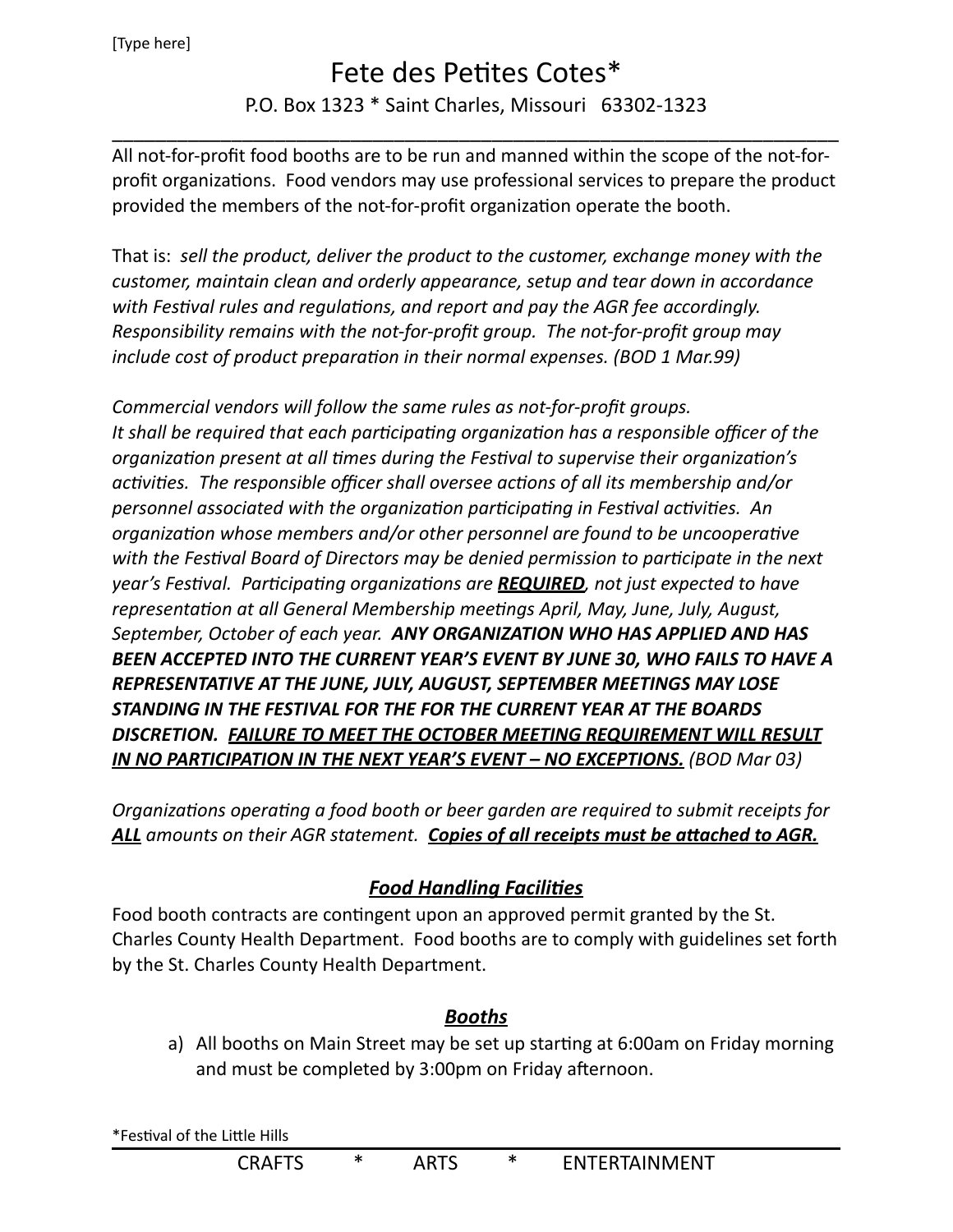# Fete des Petites Cotes*

P.O. Box 1323 * Saint Charles, Missouri 63302-1323

---

All not-for-profit food booths are to be run and manned within the scope of the not-for-profit organizations. Food vendors may use professional services to prepare the product provided the members of the not-for-profit organization operate the booth.

That is: *sell the product, deliver the product to the customer, exchange money with the customer, maintain clean and orderly appearance, setup and tear down in accordance with Festival rules and regulations, and report and pay the AGR fee accordingly. Responsibility remains with the not-for-profit group. The not-for-profit group may include cost of product preparation in their normal expenses. (BOD 1 Mar.99)*

*Commercial vendors will follow the same rules as not-for-profit groups. It shall be required that each participating organization has a responsible officer of the organization present at all times during the Festival to supervise their organization's activities. The responsible officer shall oversee actions of all its membership and/or personnel associated with the organization participating in Festival activities. An organization whose members and/or other personnel are found to be uncooperative with the Festival Board of Directors may be denied permission to participate in the next year's Festival. Participating organizations are* ***REQUIRED****, not just expected to have representation at all General Membership meetings April, May, June, July, August, September, October of each year.* ***ANY ORGANIZATION WHO HAS APPLIED AND HAS BEEN ACCEPTED INTO THE CURRENT YEAR'S EVENT BY JUNE 30, WHO FAILS TO HAVE A REPRESENTATIVE AT THE JUNE, JULY, AUGUST, SEPTEMBER MEETINGS MAY LOSE STANDING IN THE FESTIVAL FOR THE FOR THE CURRENT YEAR AT THE BOARDS DISCRETION. FAILURE TO MEET THE OCTOBER MEETING REQUIREMENT WILL RESULT IN NO PARTICIPATION IN THE NEXT YEAR'S EVENT – NO EXCEPTIONS.*** *(BOD Mar 03)*

*Organizations operating a food booth or beer garden are required to submit receipts for* ***ALL*** *amounts on their AGR statement.* ***Copies of all receipts must be attached to AGR.***

## *Food Handling Facilities*

Food booth contracts are contingent upon an approved permit granted by the St. Charles County Health Department. Food booths are to comply with guidelines set forth by the St. Charles County Health Department.

## *Booths*

a) All booths on Main Street may be set up starting at 6:00am on Friday morning and must be completed by 3:00pm on Friday afternoon.

*Festival of the Little Hills

CRAFTS * ARTS * ENTERTAINMENT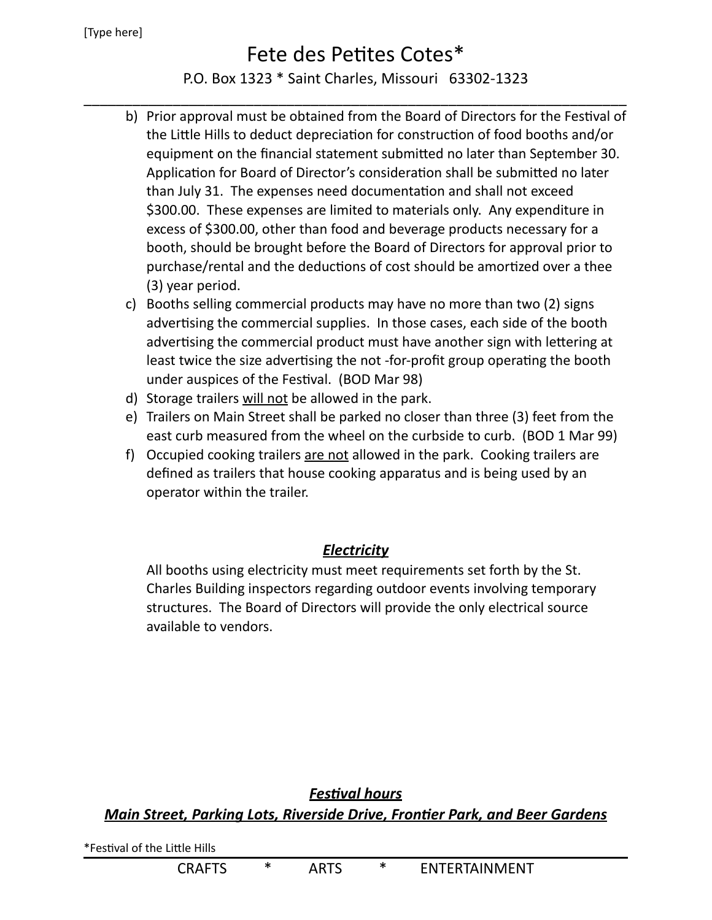b) Prior approval must be obtained from the Board of Directors for the Festival of the Little Hills to deduct depreciation for construction of food booths and/or equipment on the financial statement submitted no later than September 30. Application for Board of Director's consideration shall be submitted no later than July 31. The expenses need documentation and shall not exceed $300.00. These expenses are limited to materials only. Any expenditure in excess of $300.00, other than food and beverage products necessary for a booth, should be brought before the Board of Directors for approval prior to purchase/rental and the deductions of cost should be amortized over a thee (3) year period.

c) Booths selling commercial products may have no more than two (2) signs advertising the commercial supplies. In those cases, each side of the booth advertising the commercial product must have another sign with lettering at least twice the size advertising the not -for-profit group operating the booth under auspices of the Festival. (BOD Mar 98)

d) Storage trailers <u>will not</u> be allowed in the park.

e) Trailers on Main Street shall be parked no closer than three (3) feet from the east curb measured from the wheel on the curbside to curb. (BOD 1 Mar 99)

f) Occupied cooking trailers <u>are not</u> allowed in the park. Cooking trailers are defined as trailers that house cooking apparatus and is being used by an operator within the trailer.

## ***<u>Electricity</u>***

All booths using electricity must meet requirements set forth by the St. Charles Building inspectors regarding outdoor events involving temporary structures. The Board of Directors will provide the only electrical source available to vendors.

## ***<u>Festival hours</u>***

### ***<u>Main Street, Parking Lots, Riverside Drive, Frontier Park, and Beer Gardens</u>***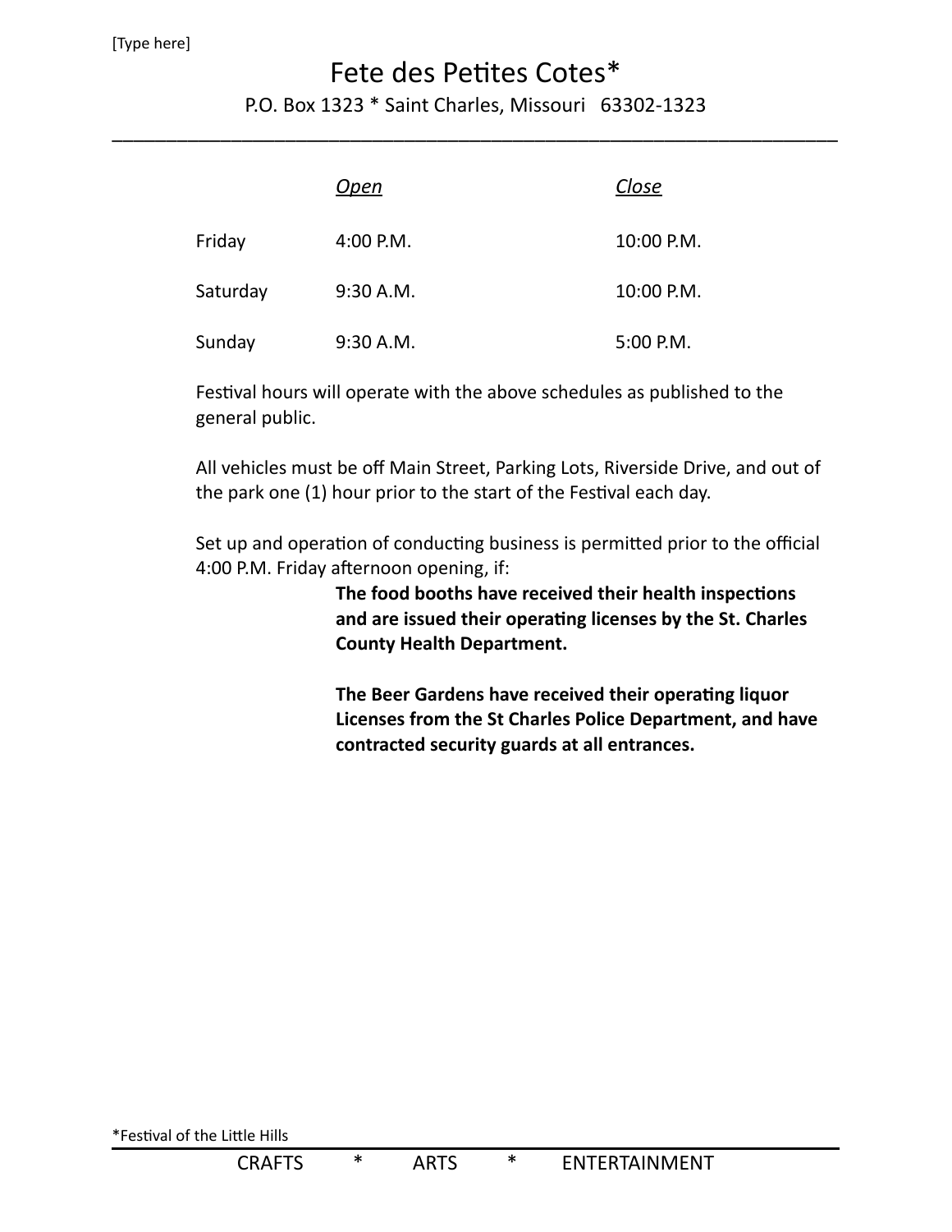# Fete des Petites Cotes*

P.O. Box 1323 * Saint Charles, Missouri 63302-1323

| | *Open* | *Close* |
|---|---|---|
| Friday | 4:00 P.M. | 10:00 P.M. |
| Saturday | 9:30 A.M. | 10:00 P.M. |
| Sunday | 9:30 A.M. | 5:00 P.M. |

Festival hours will operate with the above schedules as published to the general public.

All vehicles must be off Main Street, Parking Lots, Riverside Drive, and out of the park one (1) hour prior to the start of the Festival each day.

Set up and operation of conducting business is permitted prior to the official 4:00 P.M. Friday afternoon opening, if:

**The food booths have received their health inspections and are issued their operating licenses by the St. Charles County Health Department.**

**The Beer Gardens have received their operating liquor Licenses from the St Charles Police Department, and have contracted security guards at all entrances.**

*Festival of the Little Hills

CRAFTS * ARTS * ENTERTAINMENT